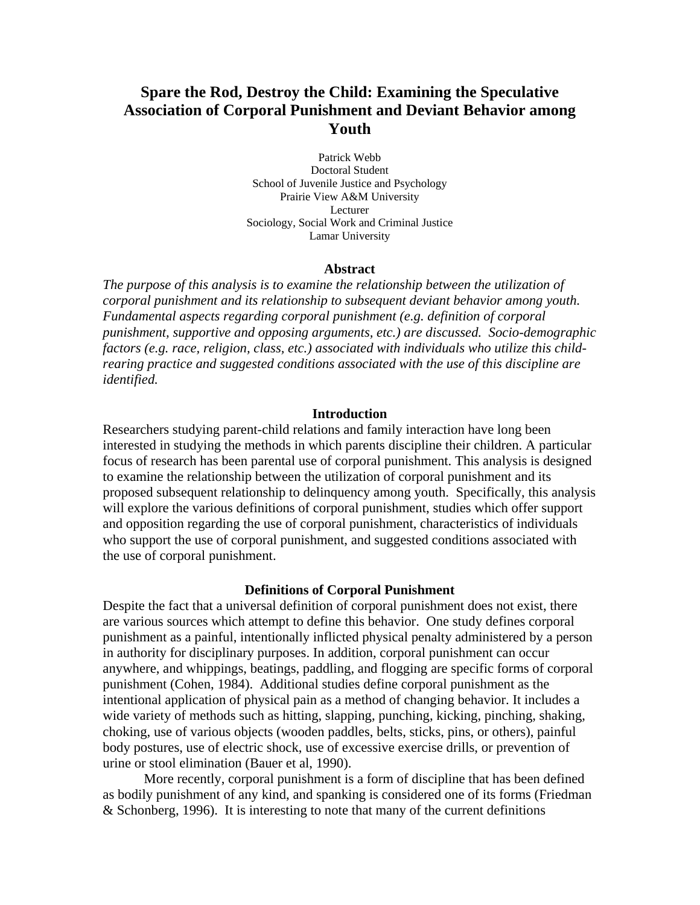# Spare the Rod, Destroy the Child: Examining the Speculative Association of Corporal Punishment and Deviant Behavior among Youth

Patrick Webb
Doctoral Student
School of Juvenile Justice and Psychology
Prairie View A&M University
Lecturer
Sociology, Social Work and Criminal Justice
Lamar University

## Abstract

*The purpose of this analysis is to examine the relationship between the utilization of corporal punishment and its relationship to subsequent deviant behavior among youth. Fundamental aspects regarding corporal punishment (e.g. definition of corporal punishment, supportive and opposing arguments, etc.) are discussed. Socio-demographic factors (e.g. race, religion, class, etc.) associated with individuals who utilize this child-rearing practice and suggested conditions associated with the use of this discipline are identified.*

## Introduction

Researchers studying parent-child relations and family interaction have long been interested in studying the methods in which parents discipline their children. A particular focus of research has been parental use of corporal punishment. This analysis is designed to examine the relationship between the utilization of corporal punishment and its proposed subsequent relationship to delinquency among youth. Specifically, this analysis will explore the various definitions of corporal punishment, studies which offer support and opposition regarding the use of corporal punishment, characteristics of individuals who support the use of corporal punishment, and suggested conditions associated with the use of corporal punishment.

## Definitions of Corporal Punishment

Despite the fact that a universal definition of corporal punishment does not exist, there are various sources which attempt to define this behavior. One study defines corporal punishment as a painful, intentionally inflicted physical penalty administered by a person in authority for disciplinary purposes. In addition, corporal punishment can occur anywhere, and whippings, beatings, paddling, and flogging are specific forms of corporal punishment (Cohen, 1984). Additional studies define corporal punishment as the intentional application of physical pain as a method of changing behavior. It includes a wide variety of methods such as hitting, slapping, punching, kicking, pinching, shaking, choking, use of various objects (wooden paddles, belts, sticks, pins, or others), painful body postures, use of electric shock, use of excessive exercise drills, or prevention of urine or stool elimination (Bauer et al, 1990).

More recently, corporal punishment is a form of discipline that has been defined as bodily punishment of any kind, and spanking is considered one of its forms (Friedman & Schonberg, 1996). It is interesting to note that many of the current definitions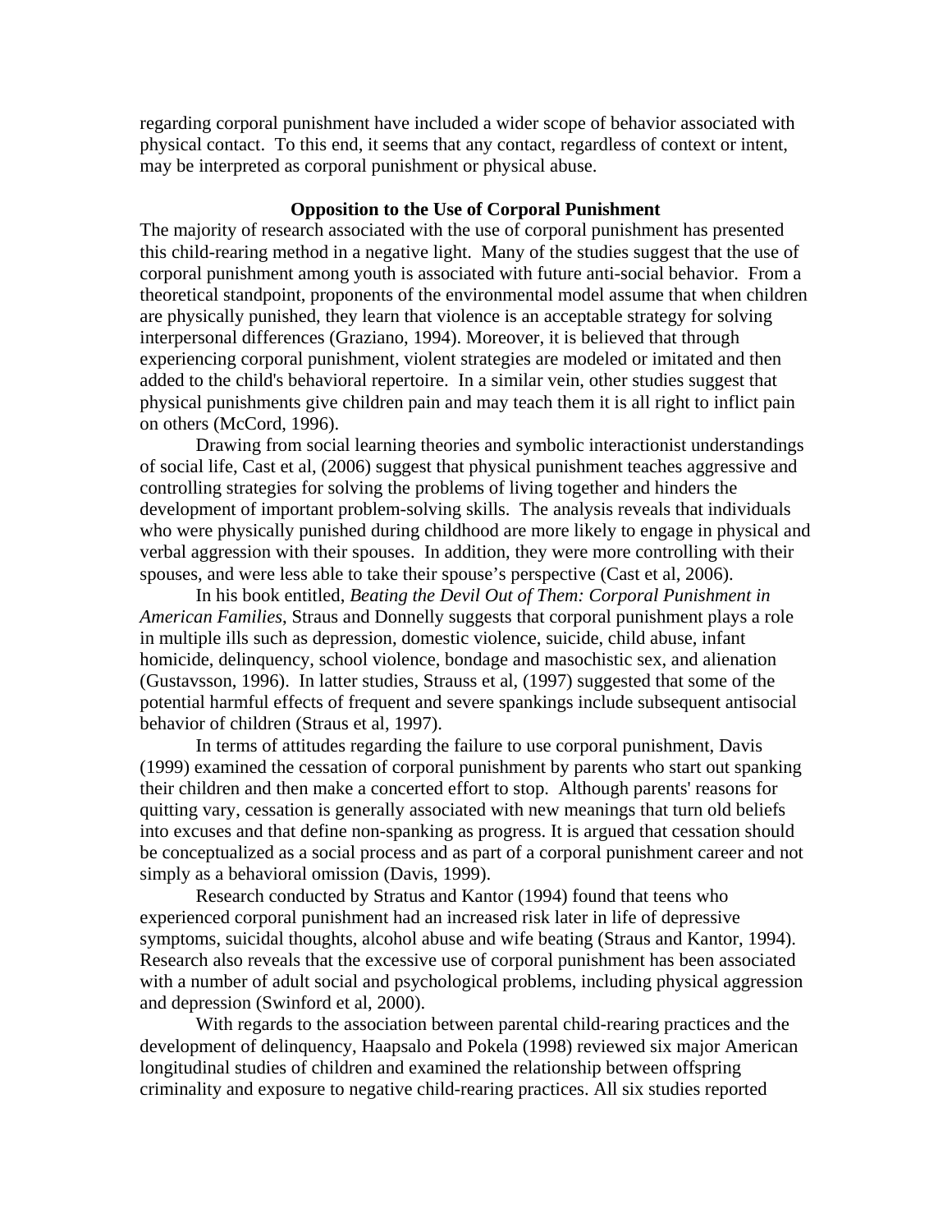regarding corporal punishment have included a wider scope of behavior associated with physical contact. To this end, it seems that any contact, regardless of context or intent, may be interpreted as corporal punishment or physical abuse.

## Opposition to the Use of Corporal Punishment

The majority of research associated with the use of corporal punishment has presented this child-rearing method in a negative light. Many of the studies suggest that the use of corporal punishment among youth is associated with future anti-social behavior. From a theoretical standpoint, proponents of the environmental model assume that when children are physically punished, they learn that violence is an acceptable strategy for solving interpersonal differences (Graziano, 1994). Moreover, it is believed that through experiencing corporal punishment, violent strategies are modeled or imitated and then added to the child's behavioral repertoire. In a similar vein, other studies suggest that physical punishments give children pain and may teach them it is all right to inflict pain on others (McCord, 1996).

Drawing from social learning theories and symbolic interactionist understandings of social life, Cast et al, (2006) suggest that physical punishment teaches aggressive and controlling strategies for solving the problems of living together and hinders the development of important problem-solving skills. The analysis reveals that individuals who were physically punished during childhood are more likely to engage in physical and verbal aggression with their spouses. In addition, they were more controlling with their spouses, and were less able to take their spouse's perspective (Cast et al, 2006).

In his book entitled, *Beating the Devil Out of Them: Corporal Punishment in American Families*, Straus and Donnelly suggests that corporal punishment plays a role in multiple ills such as depression, domestic violence, suicide, child abuse, infant homicide, delinquency, school violence, bondage and masochistic sex, and alienation (Gustavsson, 1996). In latter studies, Strauss et al, (1997) suggested that some of the potential harmful effects of frequent and severe spankings include subsequent antisocial behavior of children (Straus et al, 1997).

In terms of attitudes regarding the failure to use corporal punishment, Davis (1999) examined the cessation of corporal punishment by parents who start out spanking their children and then make a concerted effort to stop. Although parents' reasons for quitting vary, cessation is generally associated with new meanings that turn old beliefs into excuses and that define non-spanking as progress. It is argued that cessation should be conceptualized as a social process and as part of a corporal punishment career and not simply as a behavioral omission (Davis, 1999).

Research conducted by Stratus and Kantor (1994) found that teens who experienced corporal punishment had an increased risk later in life of depressive symptoms, suicidal thoughts, alcohol abuse and wife beating (Straus and Kantor, 1994). Research also reveals that the excessive use of corporal punishment has been associated with a number of adult social and psychological problems, including physical aggression and depression (Swinford et al, 2000).

With regards to the association between parental child-rearing practices and the development of delinquency, Haapsalo and Pokela (1998) reviewed six major American longitudinal studies of children and examined the relationship between offspring criminality and exposure to negative child-rearing practices. All six studies reported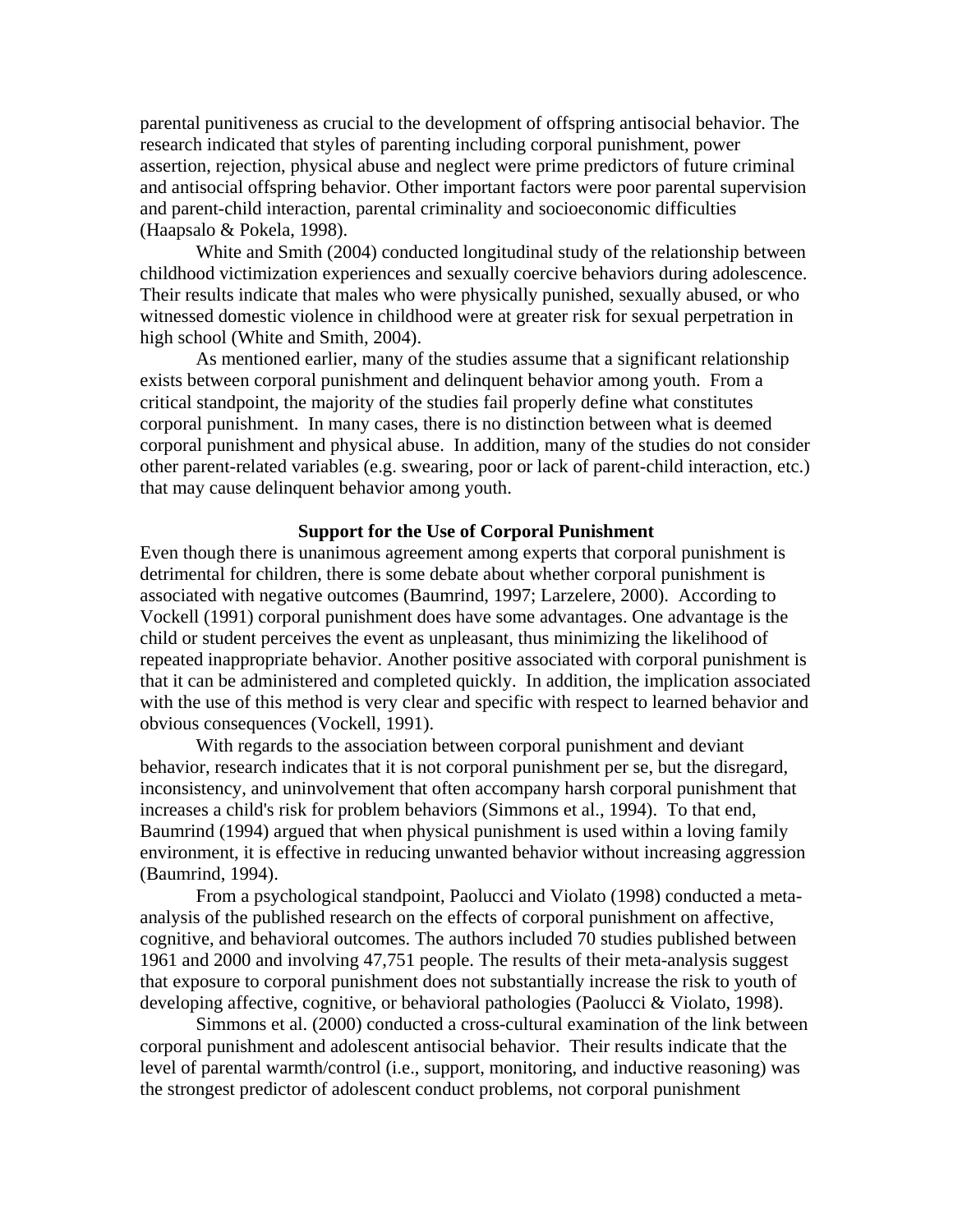parental punitiveness as crucial to the development of offspring antisocial behavior. The research indicated that styles of parenting including corporal punishment, power assertion, rejection, physical abuse and neglect were prime predictors of future criminal and antisocial offspring behavior. Other important factors were poor parental supervision and parent-child interaction, parental criminality and socioeconomic difficulties (Haapsalo & Pokela, 1998).

White and Smith (2004) conducted longitudinal study of the relationship between childhood victimization experiences and sexually coercive behaviors during adolescence. Their results indicate that males who were physically punished, sexually abused, or who witnessed domestic violence in childhood were at greater risk for sexual perpetration in high school (White and Smith, 2004).

As mentioned earlier, many of the studies assume that a significant relationship exists between corporal punishment and delinquent behavior among youth. From a critical standpoint, the majority of the studies fail properly define what constitutes corporal punishment. In many cases, there is no distinction between what is deemed corporal punishment and physical abuse. In addition, many of the studies do not consider other parent-related variables (e.g. swearing, poor or lack of parent-child interaction, etc.) that may cause delinquent behavior among youth.

## Support for the Use of Corporal Punishment

Even though there is unanimous agreement among experts that corporal punishment is detrimental for children, there is some debate about whether corporal punishment is associated with negative outcomes (Baumrind, 1997; Larzelere, 2000). According to Vockell (1991) corporal punishment does have some advantages. One advantage is the child or student perceives the event as unpleasant, thus minimizing the likelihood of repeated inappropriate behavior. Another positive associated with corporal punishment is that it can be administered and completed quickly. In addition, the implication associated with the use of this method is very clear and specific with respect to learned behavior and obvious consequences (Vockell, 1991).

With regards to the association between corporal punishment and deviant behavior, research indicates that it is not corporal punishment per se, but the disregard, inconsistency, and uninvolvement that often accompany harsh corporal punishment that increases a child's risk for problem behaviors (Simmons et al., 1994). To that end, Baumrind (1994) argued that when physical punishment is used within a loving family environment, it is effective in reducing unwanted behavior without increasing aggression (Baumrind, 1994).

From a psychological standpoint, Paolucci and Violato (1998) conducted a meta-analysis of the published research on the effects of corporal punishment on affective, cognitive, and behavioral outcomes. The authors included 70 studies published between 1961 and 2000 and involving 47,751 people. The results of their meta-analysis suggest that exposure to corporal punishment does not substantially increase the risk to youth of developing affective, cognitive, or behavioral pathologies (Paolucci & Violato, 1998).

Simmons et al. (2000) conducted a cross-cultural examination of the link between corporal punishment and adolescent antisocial behavior. Their results indicate that the level of parental warmth/control (i.e., support, monitoring, and inductive reasoning) was the strongest predictor of adolescent conduct problems, not corporal punishment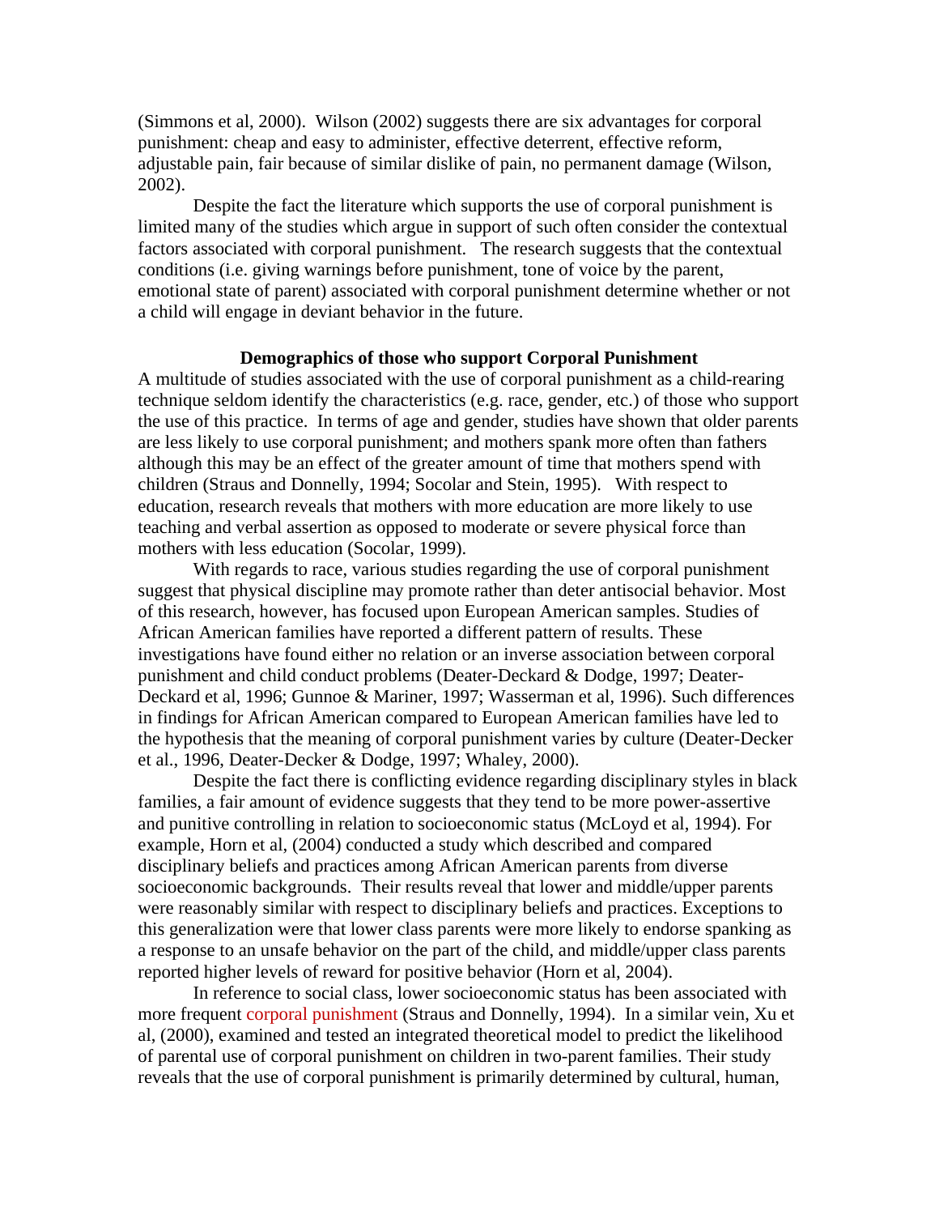(Simmons et al, 2000). Wilson (2002) suggests there are six advantages for corporal punishment: cheap and easy to administer, effective deterrent, effective reform, adjustable pain, fair because of similar dislike of pain, no permanent damage (Wilson, 2002).

Despite the fact the literature which supports the use of corporal punishment is limited many of the studies which argue in support of such often consider the contextual factors associated with corporal punishment. The research suggests that the contextual conditions (i.e. giving warnings before punishment, tone of voice by the parent, emotional state of parent) associated with corporal punishment determine whether or not a child will engage in deviant behavior in the future.

## Demographics of those who support Corporal Punishment

A multitude of studies associated with the use of corporal punishment as a child-rearing technique seldom identify the characteristics (e.g. race, gender, etc.) of those who support the use of this practice. In terms of age and gender, studies have shown that older parents are less likely to use corporal punishment; and mothers spank more often than fathers although this may be an effect of the greater amount of time that mothers spend with children (Straus and Donnelly, 1994; Socolar and Stein, 1995). With respect to education, research reveals that mothers with more education are more likely to use teaching and verbal assertion as opposed to moderate or severe physical force than mothers with less education (Socolar, 1999).

With regards to race, various studies regarding the use of corporal punishment suggest that physical discipline may promote rather than deter antisocial behavior. Most of this research, however, has focused upon European American samples. Studies of African American families have reported a different pattern of results. These investigations have found either no relation or an inverse association between corporal punishment and child conduct problems (Deater-Deckard & Dodge, 1997; Deater-Deckard et al, 1996; Gunnoe & Mariner, 1997; Wasserman et al, 1996). Such differences in findings for African American compared to European American families have led to the hypothesis that the meaning of corporal punishment varies by culture (Deater-Decker et al., 1996, Deater-Decker & Dodge, 1997; Whaley, 2000).

Despite the fact there is conflicting evidence regarding disciplinary styles in black families, a fair amount of evidence suggests that they tend to be more power-assertive and punitive controlling in relation to socioeconomic status (McLoyd et al, 1994). For example, Horn et al, (2004) conducted a study which described and compared disciplinary beliefs and practices among African American parents from diverse socioeconomic backgrounds. Their results reveal that lower and middle/upper parents were reasonably similar with respect to disciplinary beliefs and practices. Exceptions to this generalization were that lower class parents were more likely to endorse spanking as a response to an unsafe behavior on the part of the child, and middle/upper class parents reported higher levels of reward for positive behavior (Horn et al, 2004).

In reference to social class, lower socioeconomic status has been associated with more frequent corporal punishment (Straus and Donnelly, 1994). In a similar vein, Xu et al, (2000), examined and tested an integrated theoretical model to predict the likelihood of parental use of corporal punishment on children in two-parent families. Their study reveals that the use of corporal punishment is primarily determined by cultural, human,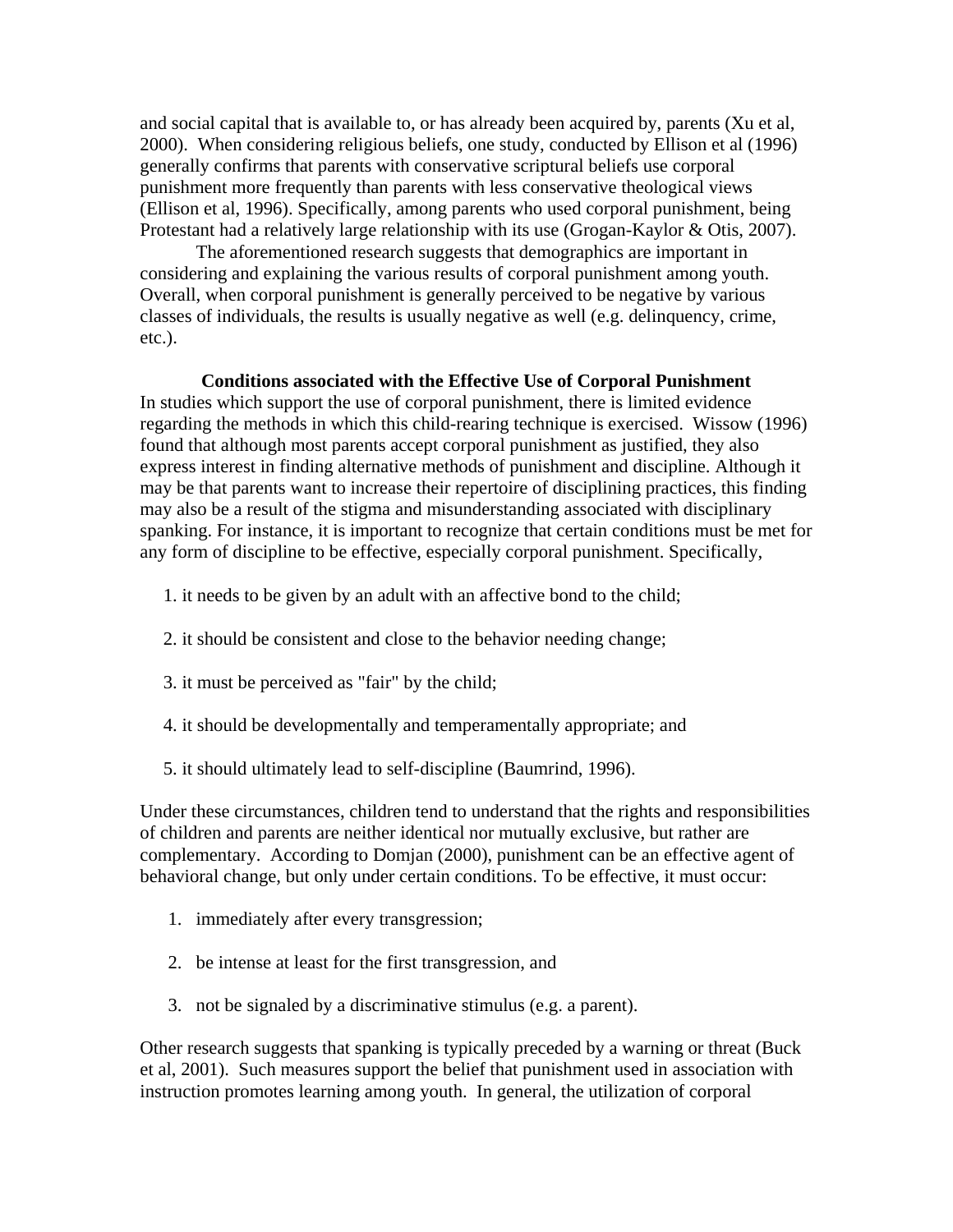and social capital that is available to, or has already been acquired by, parents (Xu et al, 2000). When considering religious beliefs, one study, conducted by Ellison et al (1996) generally confirms that parents with conservative scriptural beliefs use corporal punishment more frequently than parents with less conservative theological views (Ellison et al, 1996). Specifically, among parents who used corporal punishment, being Protestant had a relatively large relationship with its use (Grogan-Kaylor & Otis, 2007).

The aforementioned research suggests that demographics are important in considering and explaining the various results of corporal punishment among youth. Overall, when corporal punishment is generally perceived to be negative by various classes of individuals, the results is usually negative as well (e.g. delinquency, crime, etc.).

### Conditions associated with the Effective Use of Corporal Punishment

In studies which support the use of corporal punishment, there is limited evidence regarding the methods in which this child-rearing technique is exercised. Wissow (1996) found that although most parents accept corporal punishment as justified, they also express interest in finding alternative methods of punishment and discipline. Although it may be that parents want to increase their repertoire of disciplining practices, this finding may also be a result of the stigma and misunderstanding associated with disciplinary spanking. For instance, it is important to recognize that certain conditions must be met for any form of discipline to be effective, especially corporal punishment. Specifically,

1. it needs to be given by an adult with an affective bond to the child;
2. it should be consistent and close to the behavior needing change;
3. it must be perceived as "fair" by the child;
4. it should be developmentally and temperamentally appropriate; and
5. it should ultimately lead to self-discipline (Baumrind, 1996).

Under these circumstances, children tend to understand that the rights and responsibilities of children and parents are neither identical nor mutually exclusive, but rather are complementary. According to Domjan (2000), punishment can be an effective agent of behavioral change, but only under certain conditions. To be effective, it must occur:

1. immediately after every transgression;
2. be intense at least for the first transgression, and
3. not be signaled by a discriminative stimulus (e.g. a parent).

Other research suggests that spanking is typically preceded by a warning or threat (Buck et al, 2001). Such measures support the belief that punishment used in association with instruction promotes learning among youth. In general, the utilization of corporal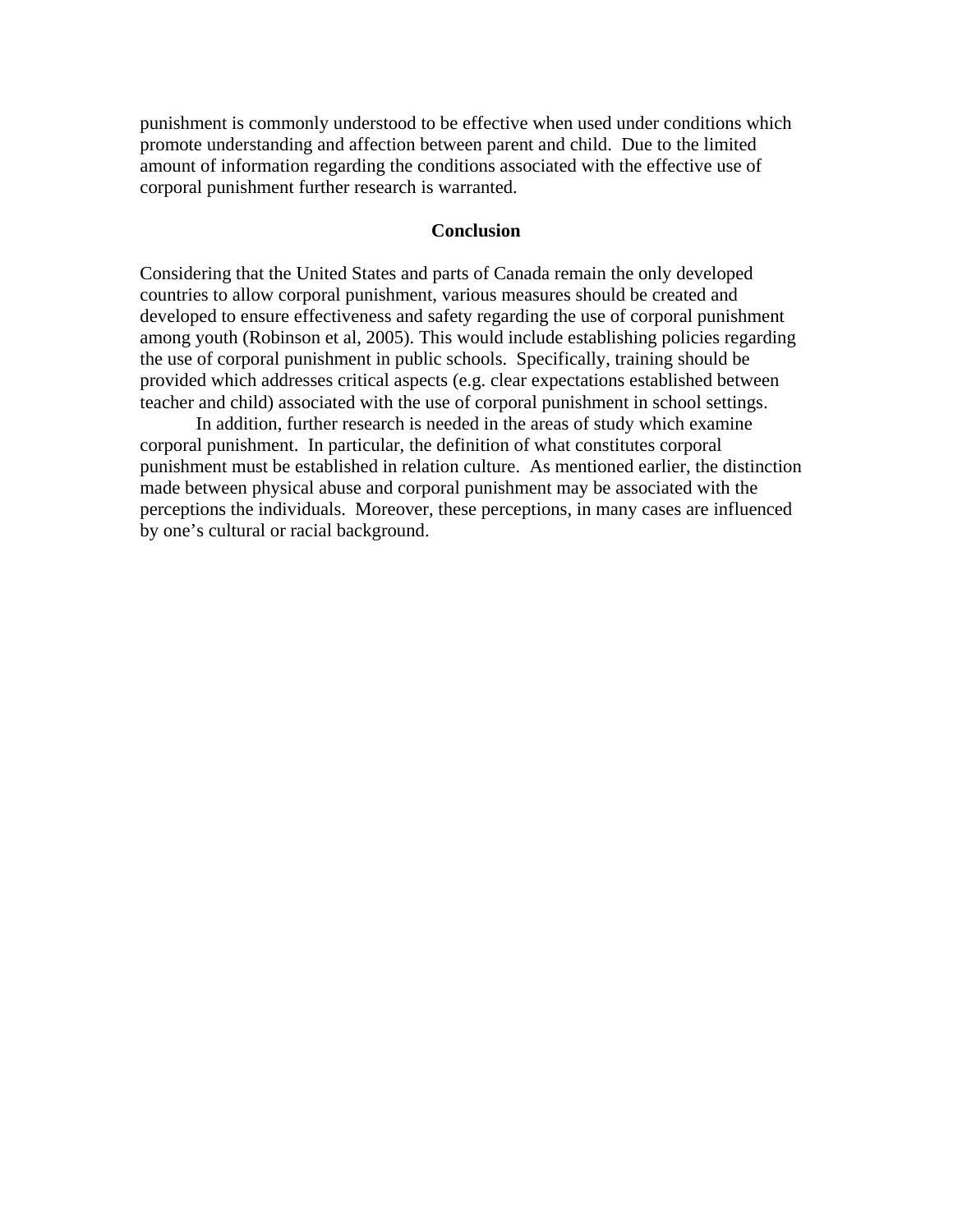punishment is commonly understood to be effective when used under conditions which promote understanding and affection between parent and child. Due to the limited amount of information regarding the conditions associated with the effective use of corporal punishment further research is warranted.

## Conclusion

Considering that the United States and parts of Canada remain the only developed countries to allow corporal punishment, various measures should be created and developed to ensure effectiveness and safety regarding the use of corporal punishment among youth (Robinson et al, 2005). This would include establishing policies regarding the use of corporal punishment in public schools. Specifically, training should be provided which addresses critical aspects (e.g. clear expectations established between teacher and child) associated with the use of corporal punishment in school settings.

In addition, further research is needed in the areas of study which examine corporal punishment. In particular, the definition of what constitutes corporal punishment must be established in relation culture. As mentioned earlier, the distinction made between physical abuse and corporal punishment may be associated with the perceptions the individuals. Moreover, these perceptions, in many cases are influenced by one's cultural or racial background.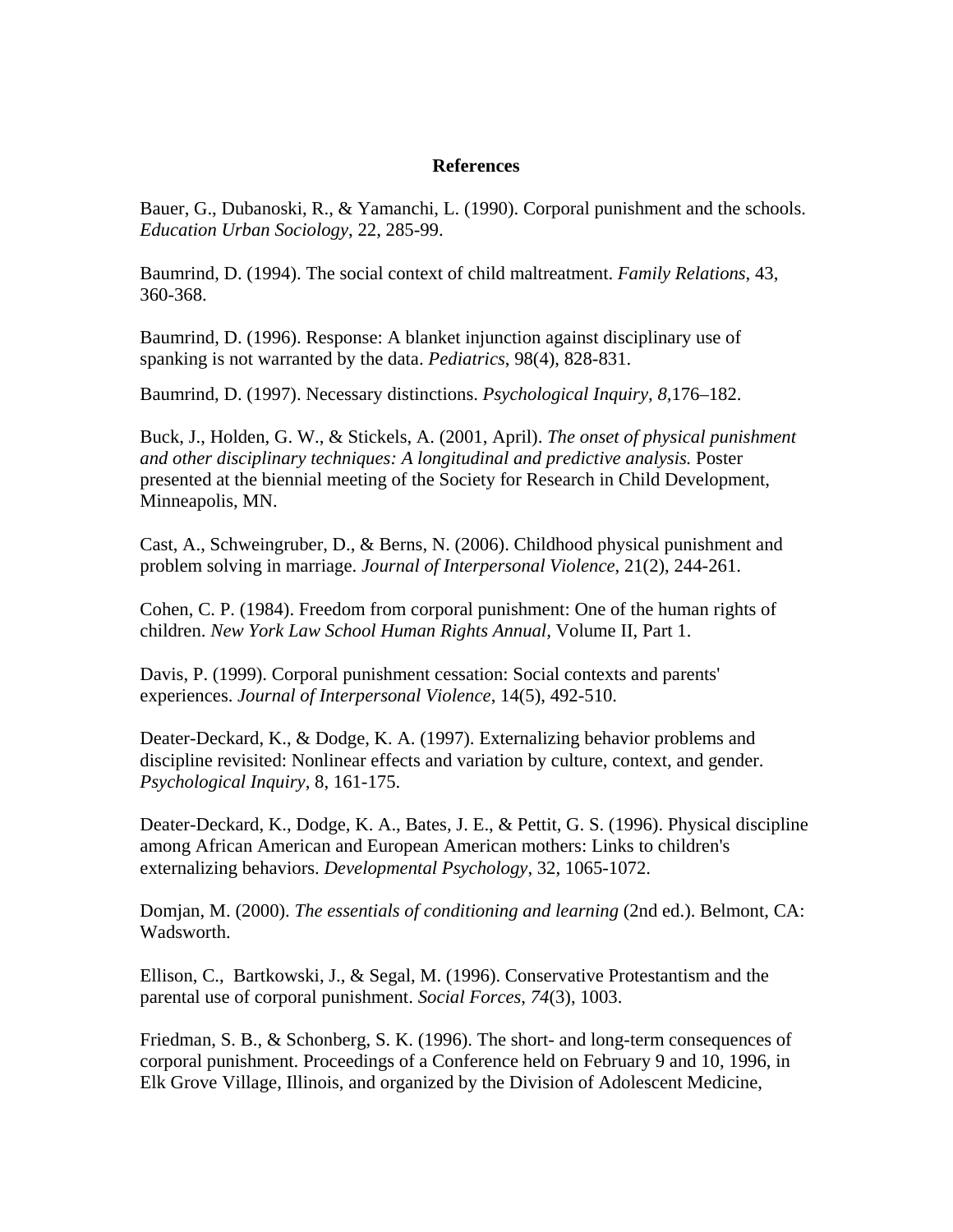## References

Bauer, G., Dubanoski, R., & Yamanchi, L. (1990). Corporal punishment and the schools. *Education Urban Sociology*, 22, 285-99.

Baumrind, D. (1994). The social context of child maltreatment. *Family Relations*, 43, 360-368.

Baumrind, D. (1996). Response: A blanket injunction against disciplinary use of spanking is not warranted by the data. *Pediatrics*, 98(4), 828-831.

Baumrind, D. (1997). Necessary distinctions. *Psychological Inquiry, 8,*176–182.

Buck, J., Holden, G. W., & Stickels, A. (2001, April). *The onset of physical punishment and other disciplinary techniques: A longitudinal and predictive analysis.* Poster presented at the biennial meeting of the Society for Research in Child Development, Minneapolis, MN.

Cast, A., Schweingruber, D., & Berns, N. (2006). Childhood physical punishment and problem solving in marriage. *Journal of Interpersonal Violence*, 21(2), 244-261.

Cohen, C. P. (1984). Freedom from corporal punishment: One of the human rights of children. *New York Law School Human Rights Annual,* Volume II, Part 1.

Davis, P. (1999). Corporal punishment cessation: Social contexts and parents' experiences. *Journal of Interpersonal Violence*, 14(5), 492-510.

Deater-Deckard, K., & Dodge, K. A. (1997). Externalizing behavior problems and discipline revisited: Nonlinear effects and variation by culture, context, and gender. *Psychological Inquiry*, 8, 161-175.

Deater-Deckard, K., Dodge, K. A., Bates, J. E., & Pettit, G. S. (1996). Physical discipline among African American and European American mothers: Links to children's externalizing behaviors. *Developmental Psychology*, 32, 1065-1072.

Domjan, M. (2000). *The essentials of conditioning and learning* (2nd ed.). Belmont, CA: Wadsworth.

Ellison, C., Bartkowski, J., & Segal, M. (1996). Conservative Protestantism and the parental use of corporal punishment. *Social Forces*, *74*(3), 1003.

Friedman, S. B., & Schonberg, S. K. (1996). The short- and long-term consequences of corporal punishment. Proceedings of a Conference held on February 9 and 10, 1996, in Elk Grove Village, Illinois, and organized by the Division of Adolescent Medicine,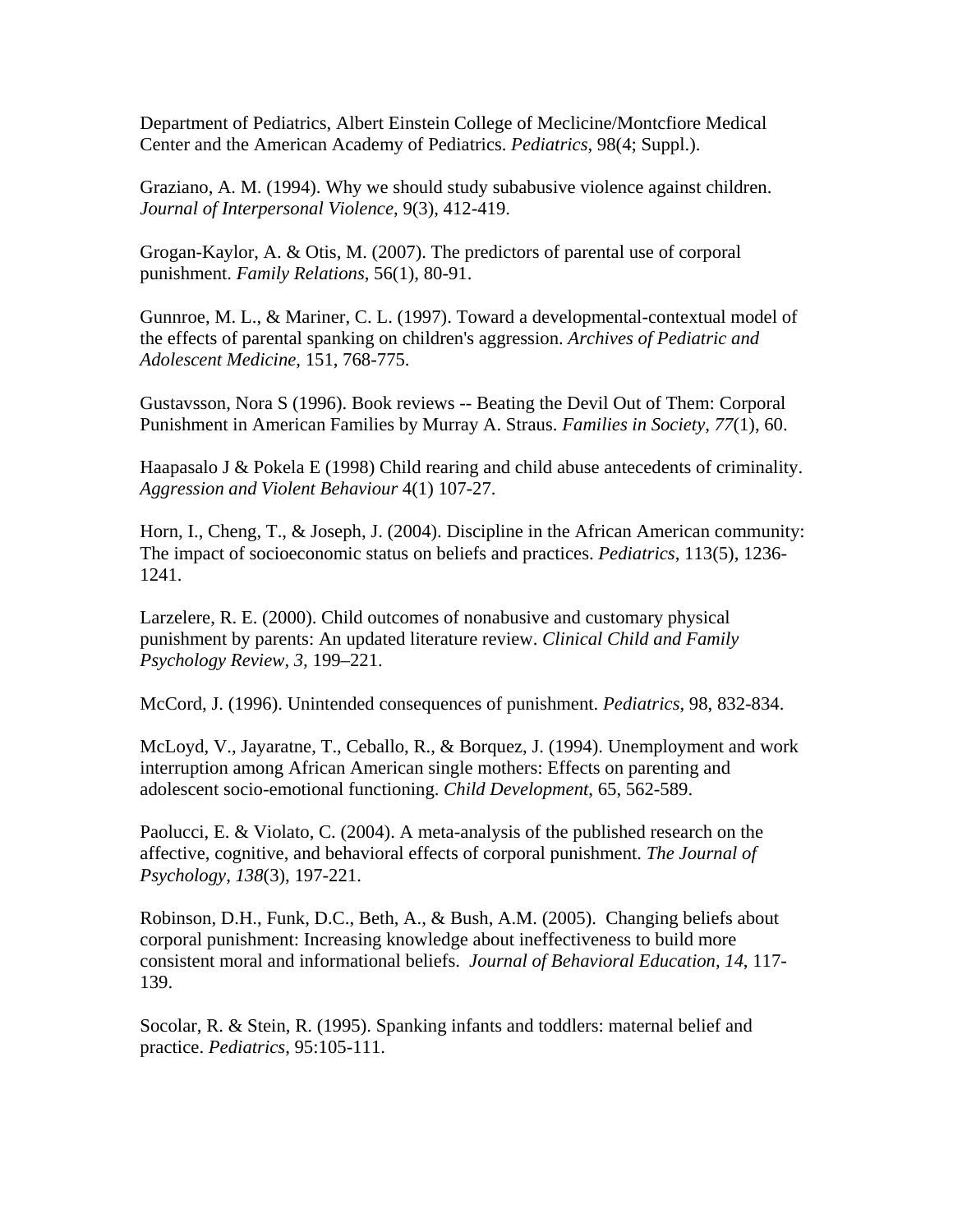Department of Pediatrics, Albert Einstein College of Meclicine/Montcfiore Medical Center and the American Academy of Pediatrics. *Pediatrics*, 98(4; Suppl.).

Graziano, A. M. (1994). Why we should study subabusive violence against children. *Journal of Interpersonal Violence*, 9(3), 412-419.

Grogan-Kaylor, A. & Otis, M. (2007). The predictors of parental use of corporal punishment. *Family Relations*, 56(1), 80-91.

Gunnroe, M. L., & Mariner, C. L. (1997). Toward a developmental-contextual model of the effects of parental spanking on children's aggression. *Archives of Pediatric and Adolescent Medicine*, 151, 768-775.

Gustavsson, Nora S (1996). Book reviews -- Beating the Devil Out of Them: Corporal Punishment in American Families by Murray A. Straus. *Families in Society*, *77*(1), 60.

Haapasalo J & Pokela E (1998) Child rearing and child abuse antecedents of criminality. *Aggression and Violent Behaviour* 4(1) 107-27.

Horn, I., Cheng, T., & Joseph, J. (2004). Discipline in the African American community: The impact of socioeconomic status on beliefs and practices. *Pediatrics*, 113(5), 1236-1241.

Larzelere, R. E. (2000). Child outcomes of nonabusive and customary physical punishment by parents: An updated literature review. *Clinical Child and Family Psychology Review, 3*, 199–221.

McCord, J. (1996). Unintended consequences of punishment. *Pediatrics*, 98, 832-834.

McLoyd, V., Jayaratne, T., Ceballo, R., & Borquez, J. (1994). Unemployment and work interruption among African American single mothers: Effects on parenting and adolescent socio-emotional functioning. *Child Development*, 65, 562-589.

Paolucci, E. & Violato, C. (2004). A meta-analysis of the published research on the affective, cognitive, and behavioral effects of corporal punishment. *The Journal of Psychology*, *138*(3), 197-221.

Robinson, D.H., Funk, D.C., Beth, A., & Bush, A.M. (2005). Changing beliefs about corporal punishment: Increasing knowledge about ineffectiveness to build more consistent moral and informational beliefs. *Journal of Behavioral Education, 14*, 117-139.

Socolar, R. & Stein, R. (1995). Spanking infants and toddlers: maternal belief and practice. *Pediatrics*, 95:105-111.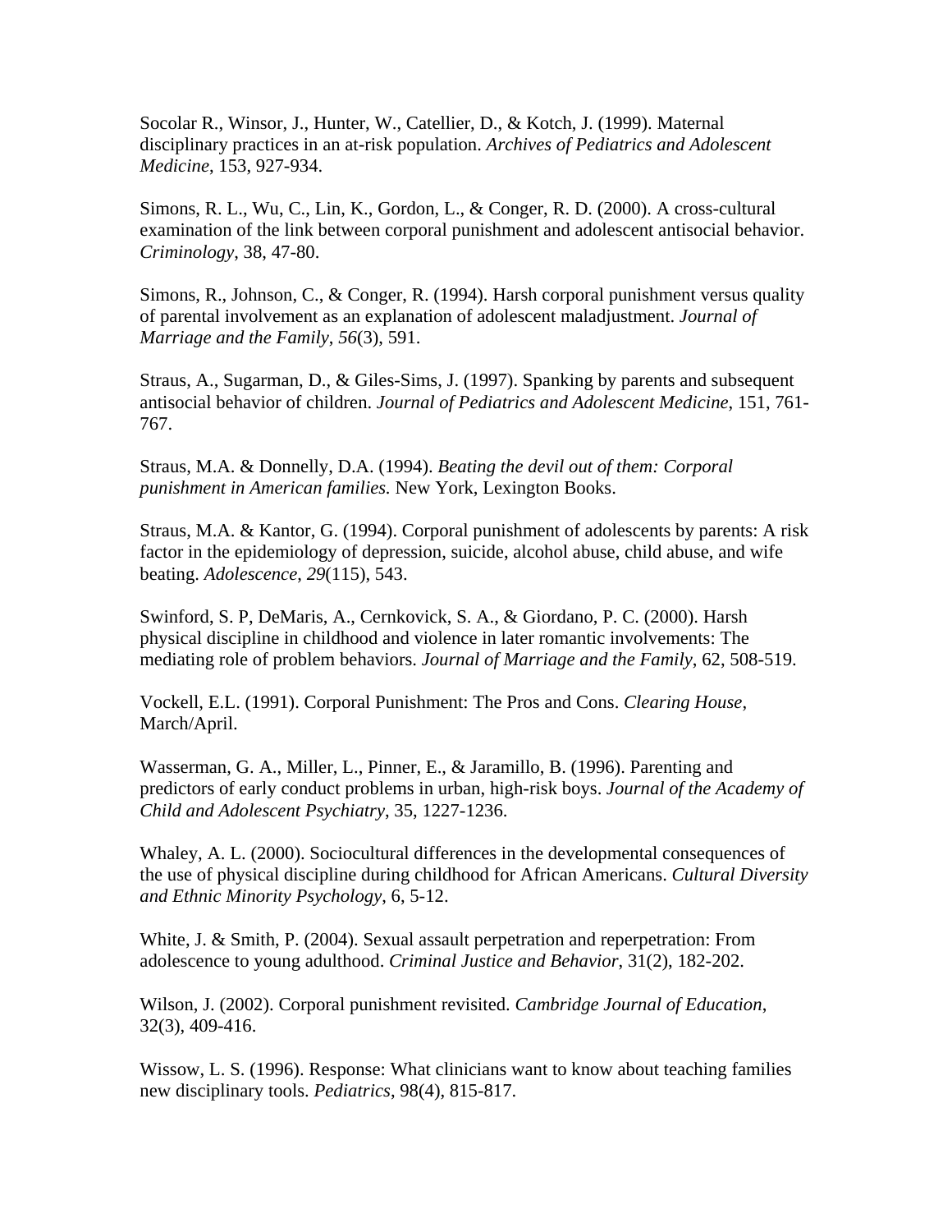Socolar R., Winsor, J., Hunter, W., Catellier, D., & Kotch, J. (1999). Maternal disciplinary practices in an at-risk population. *Archives of Pediatrics and Adolescent Medicine*, 153, 927-934.

Simons, R. L., Wu, C., Lin, K., Gordon, L., & Conger, R. D. (2000). A cross-cultural examination of the link between corporal punishment and adolescent antisocial behavior. *Criminology*, 38, 47-80.

Simons, R., Johnson, C., & Conger, R. (1994). Harsh corporal punishment versus quality of parental involvement as an explanation of adolescent maladjustment. *Journal of Marriage and the Family*, *56*(3), 591.

Straus, A., Sugarman, D., & Giles-Sims, J. (1997). Spanking by parents and subsequent antisocial behavior of children. *Journal of Pediatrics and Adolescent Medicine*, 151, 761-767.

Straus, M.A. & Donnelly, D.A. (1994). *Beating the devil out of them: Corporal punishment in American families.* New York, Lexington Books.

Straus, M.A. & Kantor, G. (1994). Corporal punishment of adolescents by parents: A risk factor in the epidemiology of depression, suicide, alcohol abuse, child abuse, and wife beating. *Adolescence*, *29*(115), 543.

Swinford, S. P, DeMaris, A., Cernkovick, S. A., & Giordano, P. C. (2000). Harsh physical discipline in childhood and violence in later romantic involvements: The mediating role of problem behaviors. *Journal of Marriage and the Family*, 62, 508-519.

Vockell, E.L. (1991). Corporal Punishment: The Pros and Cons. *Clearing House*, March/April.

Wasserman, G. A., Miller, L., Pinner, E., & Jaramillo, B. (1996). Parenting and predictors of early conduct problems in urban, high-risk boys. *Journal of the Academy of Child and Adolescent Psychiatry*, 35, 1227-1236.

Whaley, A. L. (2000). Sociocultural differences in the developmental consequences of the use of physical discipline during childhood for African Americans. *Cultural Diversity and Ethnic Minority Psychology*, 6, 5-12.

White, J. & Smith, P. (2004). Sexual assault perpetration and reperpetration: From adolescence to young adulthood. *Criminal Justice and Behavior*, 31(2), 182-202.

Wilson, J. (2002). Corporal punishment revisited. *Cambridge Journal of Education*, 32(3), 409-416.

Wissow, L. S. (1996). Response: What clinicians want to know about teaching families new disciplinary tools. *Pediatrics*, 98(4), 815-817.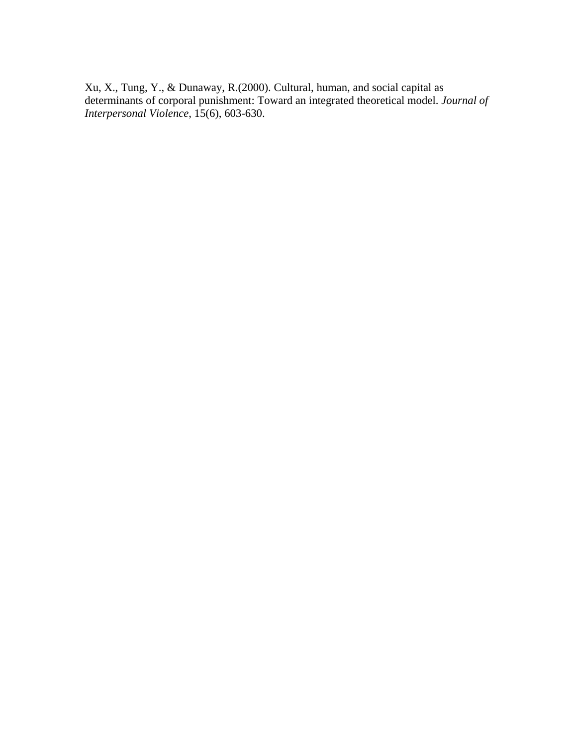Xu, X., Tung, Y., & Dunaway, R.(2000). Cultural, human, and social capital as determinants of corporal punishment: Toward an integrated theoretical model. *Journal of Interpersonal Violence*, 15(6), 603-630.